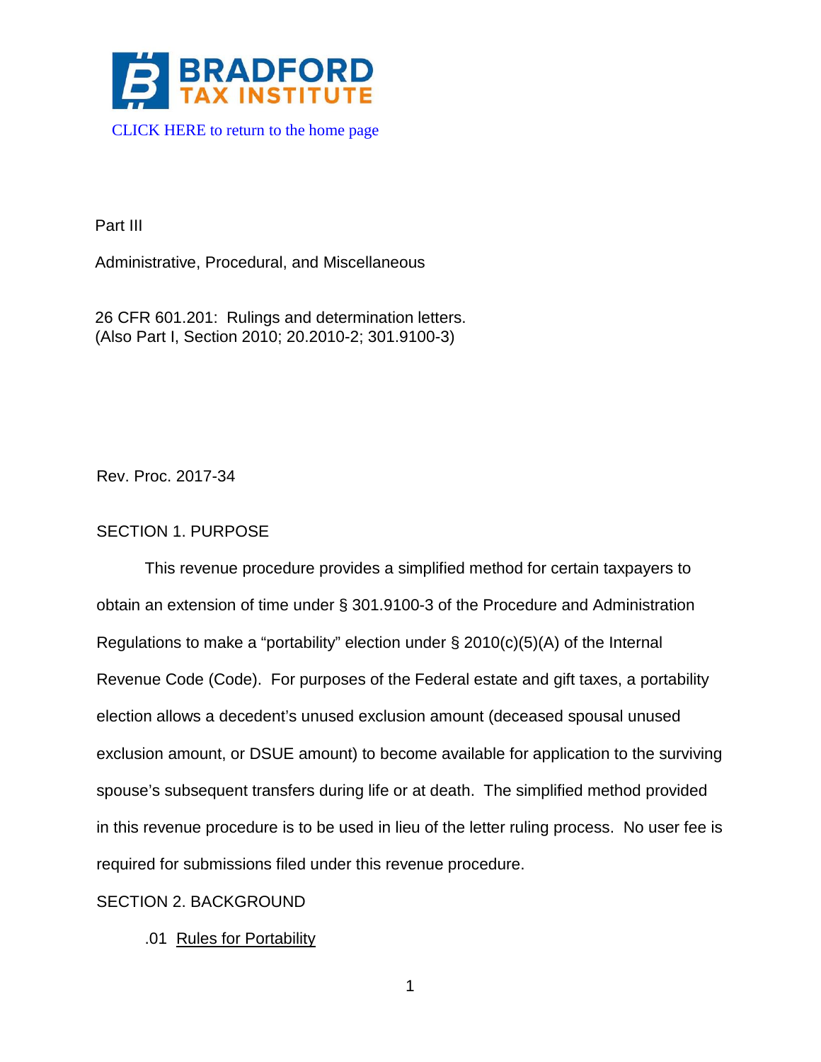BRADFORD TAX INSTITUTE

CLICK HERE to return to the home page

Part III

Administrative, Procedural, and Miscellaneous

26 CFR 601.201: Rulings and determination letters.
(Also Part I, Section 2010; 20.2010-2; 301.9100-3)

Rev. Proc. 2017-34

SECTION 1. PURPOSE

This revenue procedure provides a simplified method for certain taxpayers to obtain an extension of time under § 301.9100-3 of the Procedure and Administration Regulations to make a "portability" election under § 2010(c)(5)(A) of the Internal Revenue Code (Code). For purposes of the Federal estate and gift taxes, a portability election allows a decedent's unused exclusion amount (deceased spousal unused exclusion amount, or DSUE amount) to become available for application to the surviving spouse's subsequent transfers during life or at death. The simplified method provided in this revenue procedure is to be used in lieu of the letter ruling process. No user fee is required for submissions filed under this revenue procedure.

SECTION 2. BACKGROUND

.01 Rules for Portability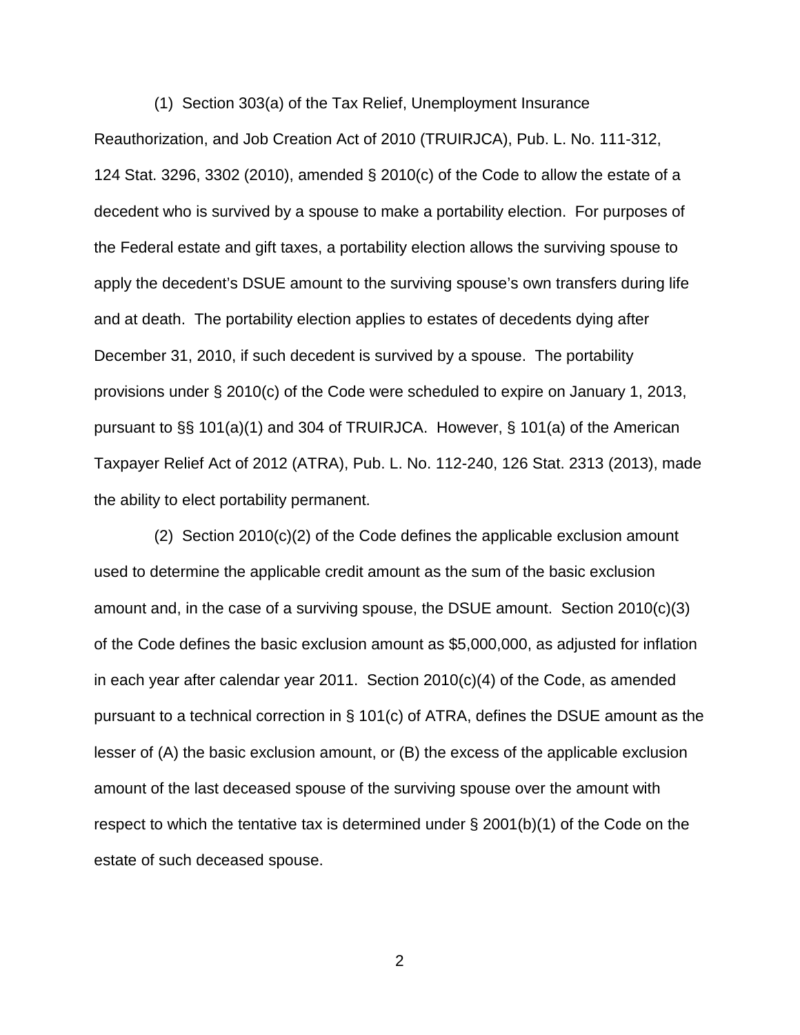(1) Section 303(a) of the Tax Relief, Unemployment Insurance Reauthorization, and Job Creation Act of 2010 (TRUIRJCA), Pub. L. No. 111-312, 124 Stat. 3296, 3302 (2010), amended § 2010(c) of the Code to allow the estate of a decedent who is survived by a spouse to make a portability election. For purposes of the Federal estate and gift taxes, a portability election allows the surviving spouse to apply the decedent's DSUE amount to the surviving spouse's own transfers during life and at death. The portability election applies to estates of decedents dying after December 31, 2010, if such decedent is survived by a spouse. The portability provisions under § 2010(c) of the Code were scheduled to expire on January 1, 2013, pursuant to §§ 101(a)(1) and 304 of TRUIRJCA. However, § 101(a) of the American Taxpayer Relief Act of 2012 (ATRA), Pub. L. No. 112-240, 126 Stat. 2313 (2013), made the ability to elect portability permanent.

(2) Section 2010(c)(2) of the Code defines the applicable exclusion amount used to determine the applicable credit amount as the sum of the basic exclusion amount and, in the case of a surviving spouse, the DSUE amount. Section 2010(c)(3) of the Code defines the basic exclusion amount as $5,000,000, as adjusted for inflation in each year after calendar year 2011. Section 2010(c)(4) of the Code, as amended pursuant to a technical correction in § 101(c) of ATRA, defines the DSUE amount as the lesser of (A) the basic exclusion amount, or (B) the excess of the applicable exclusion amount of the last deceased spouse of the surviving spouse over the amount with respect to which the tentative tax is determined under § 2001(b)(1) of the Code on the estate of such deceased spouse.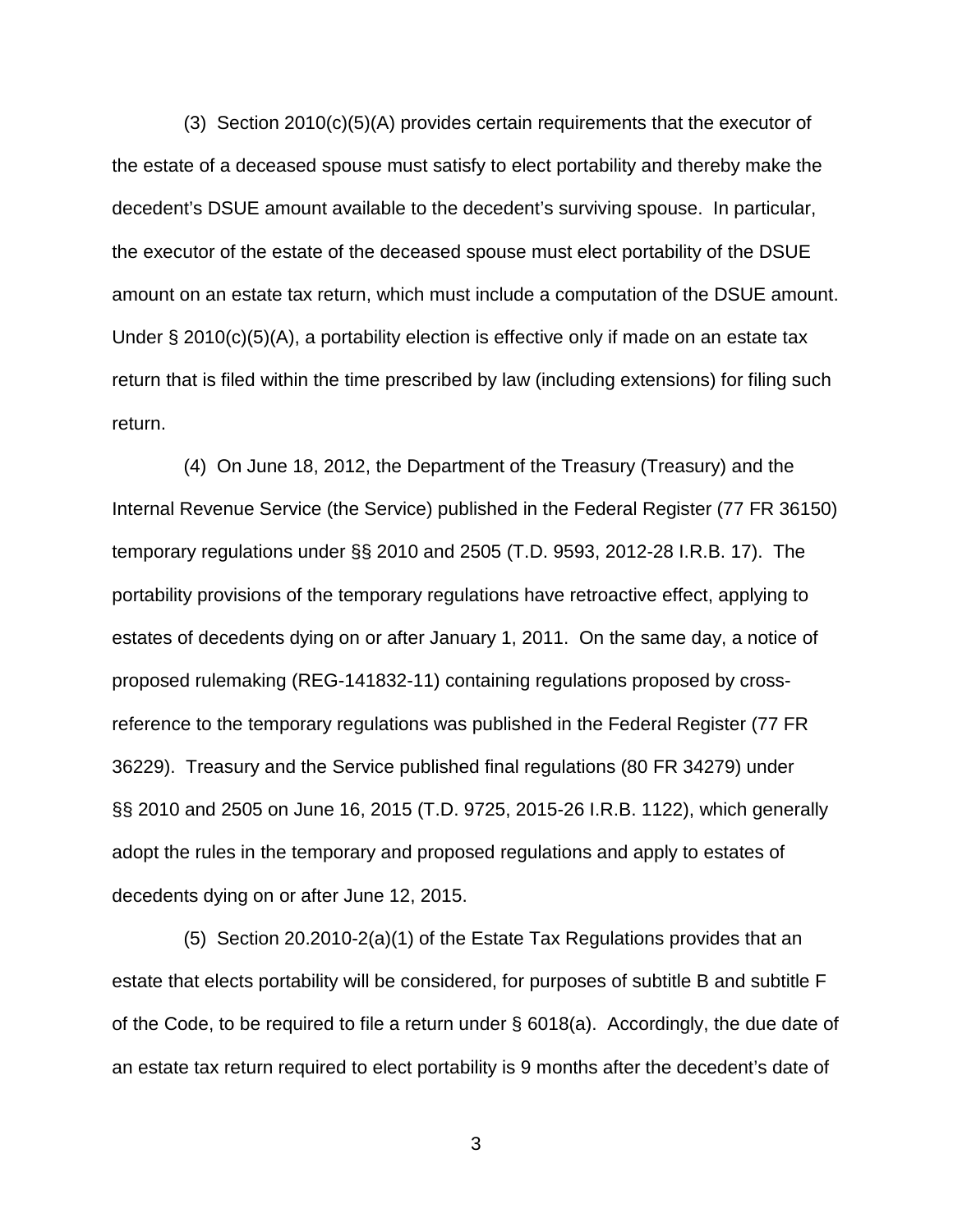(3) Section 2010(c)(5)(A) provides certain requirements that the executor of the estate of a deceased spouse must satisfy to elect portability and thereby make the decedent's DSUE amount available to the decedent's surviving spouse. In particular, the executor of the estate of the deceased spouse must elect portability of the DSUE amount on an estate tax return, which must include a computation of the DSUE amount. Under § 2010(c)(5)(A), a portability election is effective only if made on an estate tax return that is filed within the time prescribed by law (including extensions) for filing such return.

(4) On June 18, 2012, the Department of the Treasury (Treasury) and the Internal Revenue Service (the Service) published in the Federal Register (77 FR 36150) temporary regulations under §§ 2010 and 2505 (T.D. 9593, 2012-28 I.R.B. 17). The portability provisions of the temporary regulations have retroactive effect, applying to estates of decedents dying on or after January 1, 2011. On the same day, a notice of proposed rulemaking (REG-141832-11) containing regulations proposed by cross-reference to the temporary regulations was published in the Federal Register (77 FR 36229). Treasury and the Service published final regulations (80 FR 34279) under §§ 2010 and 2505 on June 16, 2015 (T.D. 9725, 2015-26 I.R.B. 1122), which generally adopt the rules in the temporary and proposed regulations and apply to estates of decedents dying on or after June 12, 2015.

(5) Section 20.2010-2(a)(1) of the Estate Tax Regulations provides that an estate that elects portability will be considered, for purposes of subtitle B and subtitle F of the Code, to be required to file a return under § 6018(a). Accordingly, the due date of an estate tax return required to elect portability is 9 months after the decedent's date of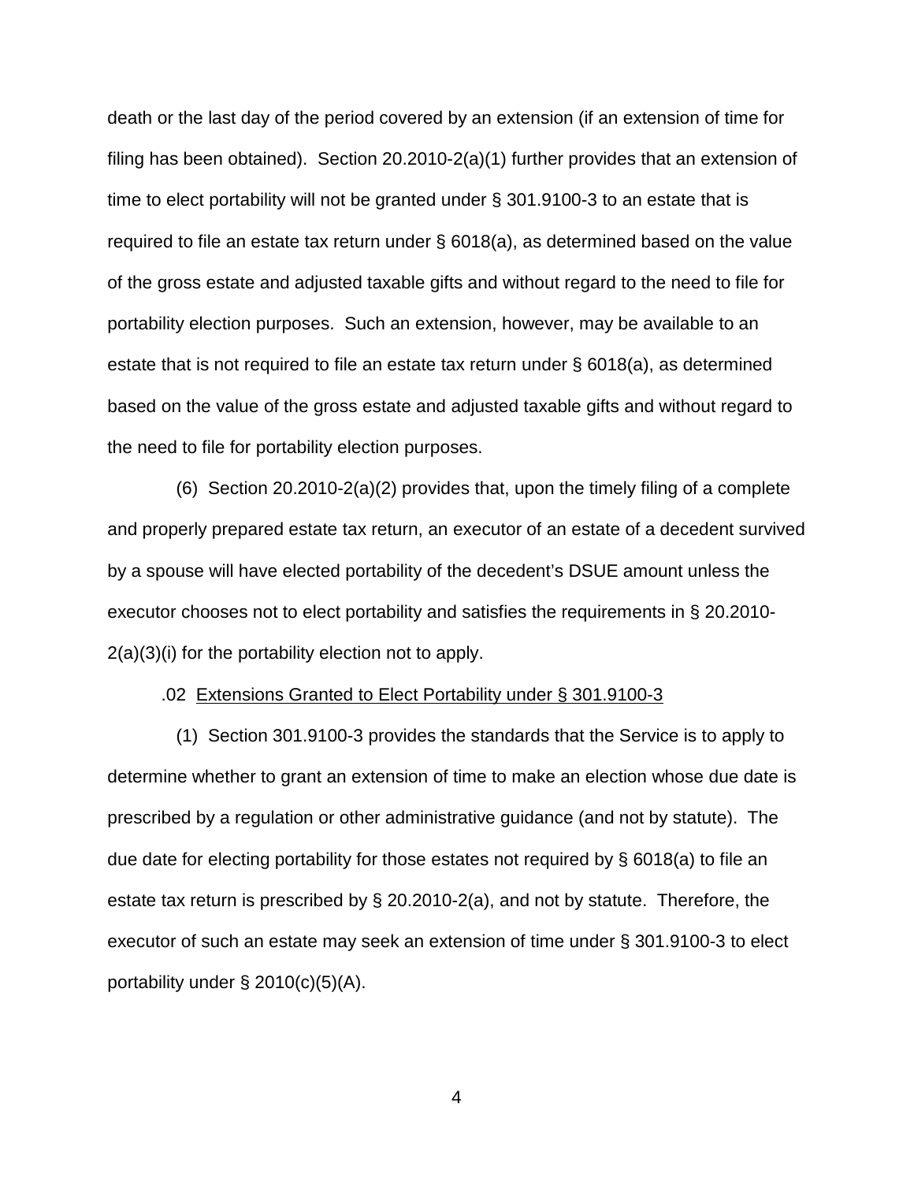death or the last day of the period covered by an extension (if an extension of time for filing has been obtained). Section 20.2010-2(a)(1) further provides that an extension of time to elect portability will not be granted under § 301.9100-3 to an estate that is required to file an estate tax return under § 6018(a), as determined based on the value of the gross estate and adjusted taxable gifts and without regard to the need to file for portability election purposes. Such an extension, however, may be available to an estate that is not required to file an estate tax return under § 6018(a), as determined based on the value of the gross estate and adjusted taxable gifts and without regard to the need to file for portability election purposes.

(6) Section 20.2010-2(a)(2) provides that, upon the timely filing of a complete and properly prepared estate tax return, an executor of an estate of a decedent survived by a spouse will have elected portability of the decedent's DSUE amount unless the executor chooses not to elect portability and satisfies the requirements in § 20.2010-2(a)(3)(i) for the portability election not to apply.

.02 Extensions Granted to Elect Portability under § 301.9100-3

(1) Section 301.9100-3 provides the standards that the Service is to apply to determine whether to grant an extension of time to make an election whose due date is prescribed by a regulation or other administrative guidance (and not by statute). The due date for electing portability for those estates not required by § 6018(a) to file an estate tax return is prescribed by § 20.2010-2(a), and not by statute. Therefore, the executor of such an estate may seek an extension of time under § 301.9100-3 to elect portability under § 2010(c)(5)(A).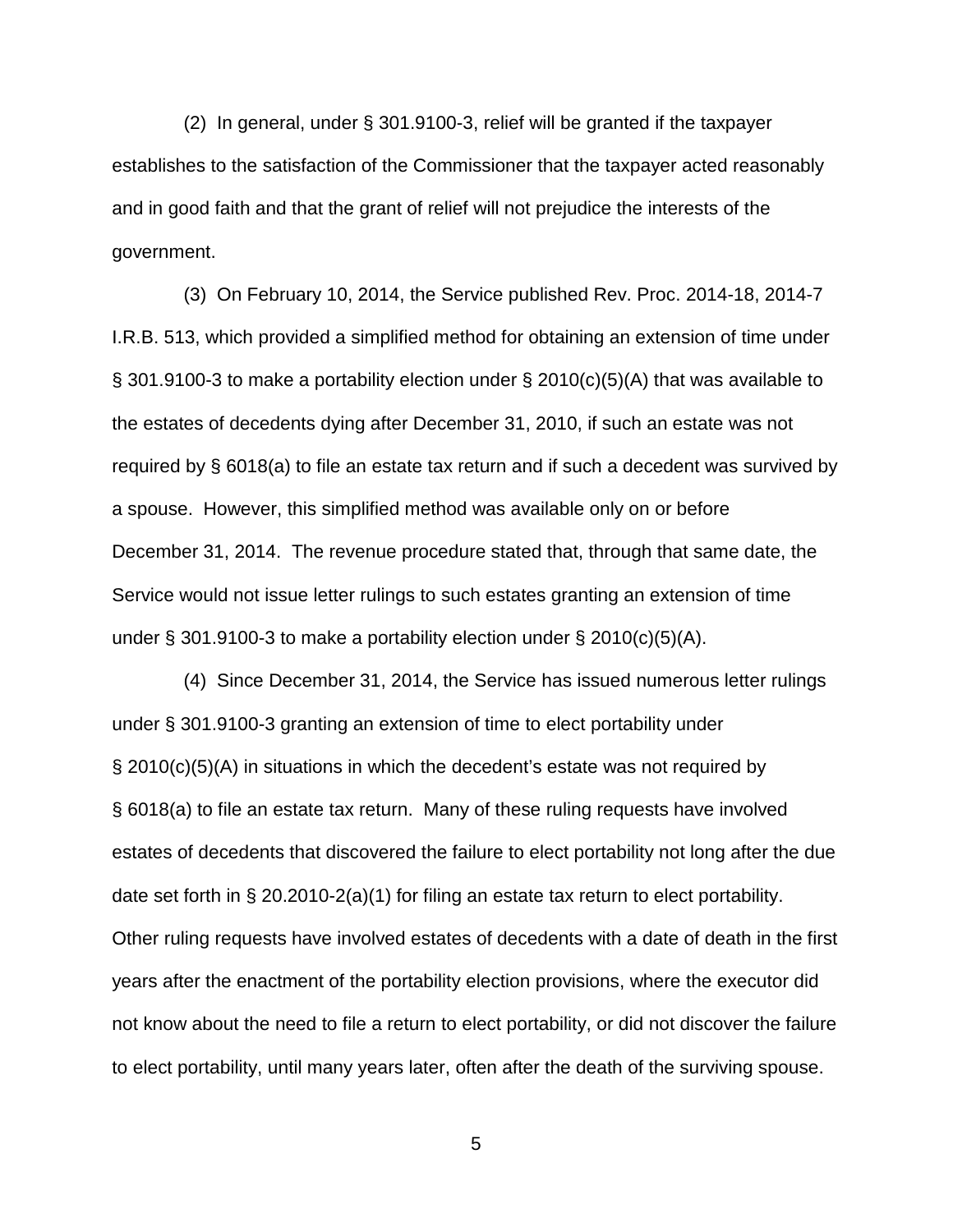(2) In general, under § 301.9100-3, relief will be granted if the taxpayer establishes to the satisfaction of the Commissioner that the taxpayer acted reasonably and in good faith and that the grant of relief will not prejudice the interests of the government.

(3) On February 10, 2014, the Service published Rev. Proc. 2014-18, 2014-7 I.R.B. 513, which provided a simplified method for obtaining an extension of time under § 301.9100-3 to make a portability election under § 2010(c)(5)(A) that was available to the estates of decedents dying after December 31, 2010, if such an estate was not required by § 6018(a) to file an estate tax return and if such a decedent was survived by a spouse. However, this simplified method was available only on or before December 31, 2014. The revenue procedure stated that, through that same date, the Service would not issue letter rulings to such estates granting an extension of time under § 301.9100-3 to make a portability election under § 2010(c)(5)(A).

(4) Since December 31, 2014, the Service has issued numerous letter rulings under § 301.9100-3 granting an extension of time to elect portability under § 2010(c)(5)(A) in situations in which the decedent's estate was not required by § 6018(a) to file an estate tax return. Many of these ruling requests have involved estates of decedents that discovered the failure to elect portability not long after the due date set forth in § 20.2010-2(a)(1) for filing an estate tax return to elect portability. Other ruling requests have involved estates of decedents with a date of death in the first years after the enactment of the portability election provisions, where the executor did not know about the need to file a return to elect portability, or did not discover the failure to elect portability, until many years later, often after the death of the surviving spouse.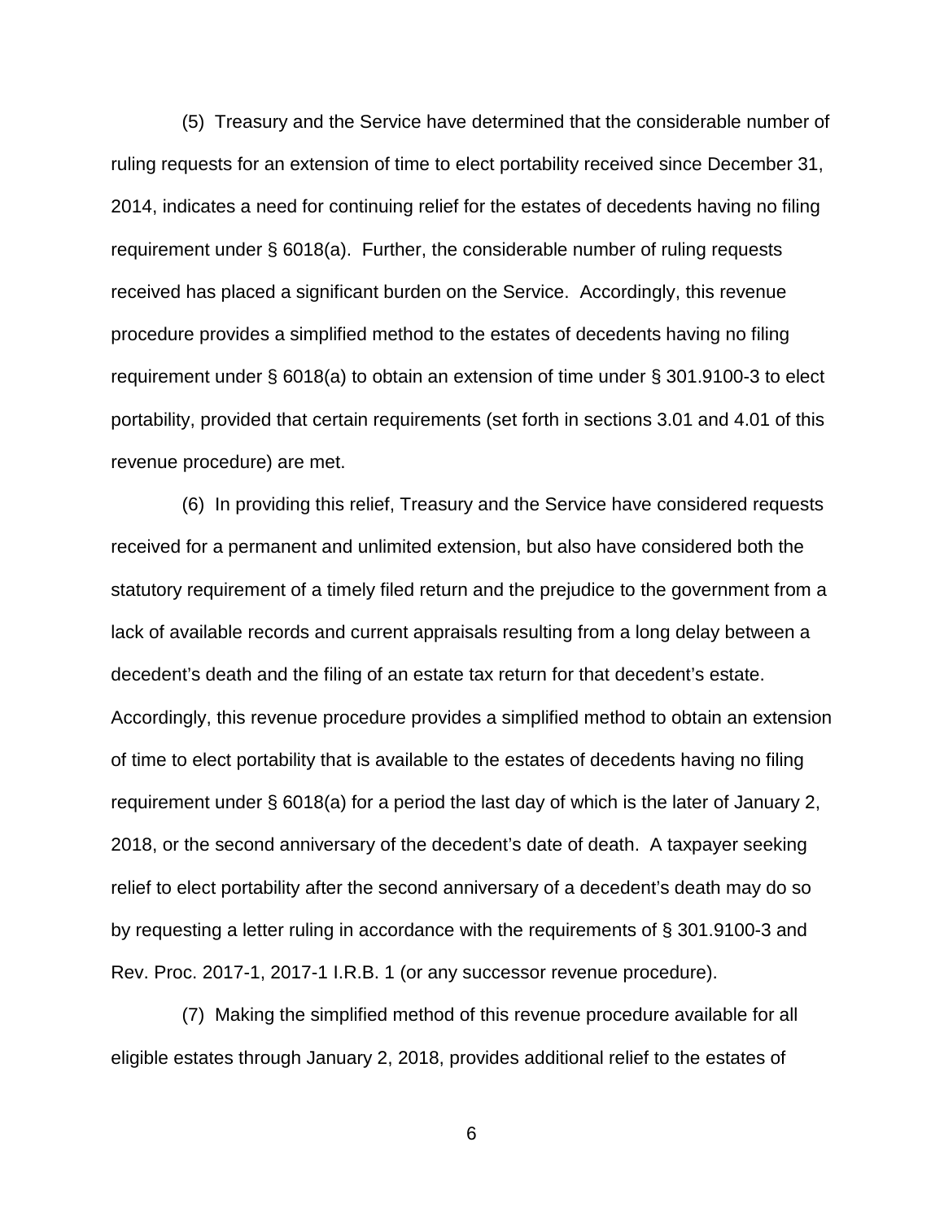(5) Treasury and the Service have determined that the considerable number of ruling requests for an extension of time to elect portability received since December 31, 2014, indicates a need for continuing relief for the estates of decedents having no filing requirement under § 6018(a). Further, the considerable number of ruling requests received has placed a significant burden on the Service. Accordingly, this revenue procedure provides a simplified method to the estates of decedents having no filing requirement under § 6018(a) to obtain an extension of time under § 301.9100-3 to elect portability, provided that certain requirements (set forth in sections 3.01 and 4.01 of this revenue procedure) are met.

(6) In providing this relief, Treasury and the Service have considered requests received for a permanent and unlimited extension, but also have considered both the statutory requirement of a timely filed return and the prejudice to the government from a lack of available records and current appraisals resulting from a long delay between a decedent's death and the filing of an estate tax return for that decedent's estate. Accordingly, this revenue procedure provides a simplified method to obtain an extension of time to elect portability that is available to the estates of decedents having no filing requirement under § 6018(a) for a period the last day of which is the later of January 2, 2018, or the second anniversary of the decedent's date of death. A taxpayer seeking relief to elect portability after the second anniversary of a decedent's death may do so by requesting a letter ruling in accordance with the requirements of § 301.9100-3 and Rev. Proc. 2017-1, 2017-1 I.R.B. 1 (or any successor revenue procedure).

(7) Making the simplified method of this revenue procedure available for all eligible estates through January 2, 2018, provides additional relief to the estates of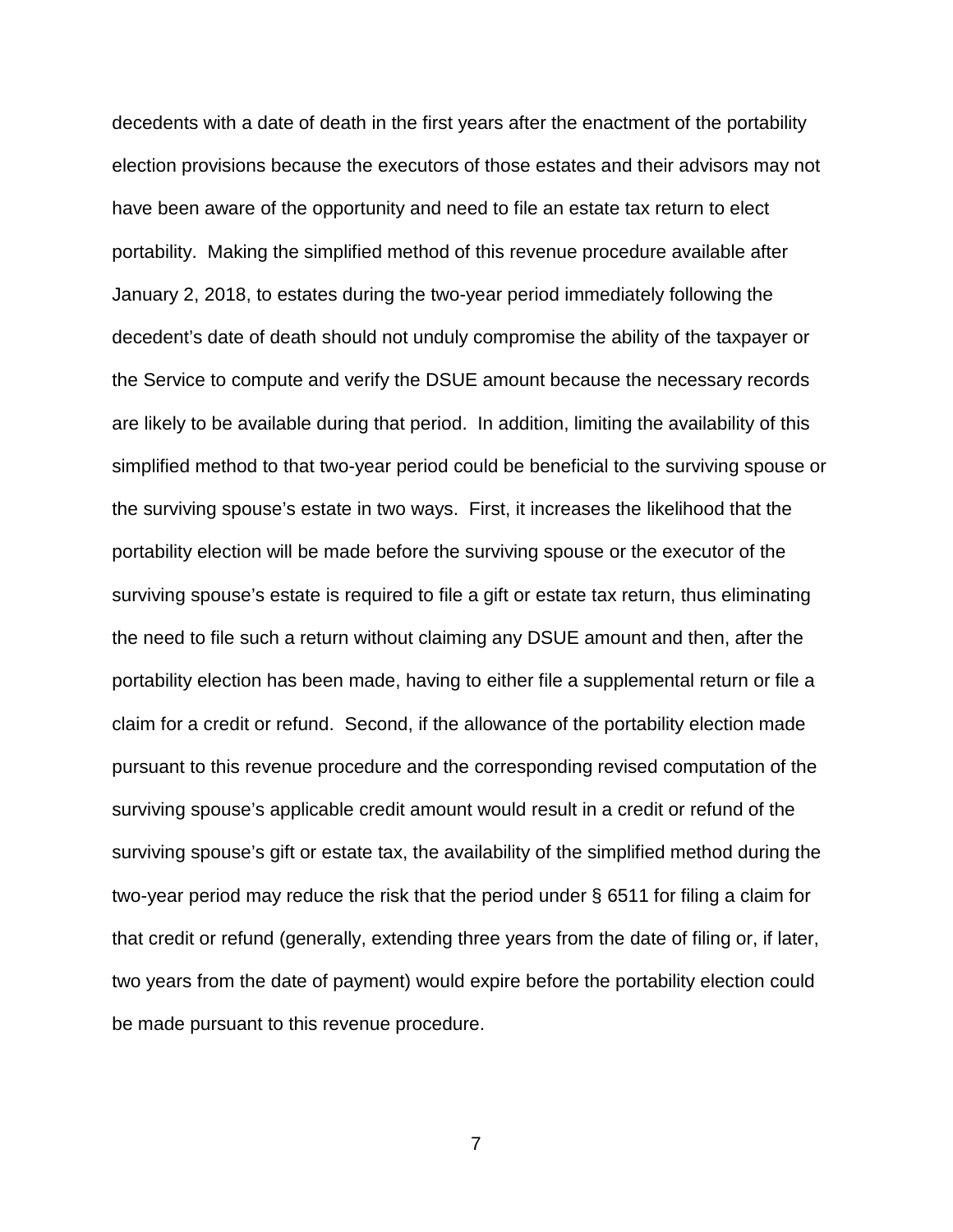decedents with a date of death in the first years after the enactment of the portability election provisions because the executors of those estates and their advisors may not have been aware of the opportunity and need to file an estate tax return to elect portability. Making the simplified method of this revenue procedure available after January 2, 2018, to estates during the two-year period immediately following the decedent's date of death should not unduly compromise the ability of the taxpayer or the Service to compute and verify the DSUE amount because the necessary records are likely to be available during that period. In addition, limiting the availability of this simplified method to that two-year period could be beneficial to the surviving spouse or the surviving spouse's estate in two ways. First, it increases the likelihood that the portability election will be made before the surviving spouse or the executor of the surviving spouse's estate is required to file a gift or estate tax return, thus eliminating the need to file such a return without claiming any DSUE amount and then, after the portability election has been made, having to either file a supplemental return or file a claim for a credit or refund. Second, if the allowance of the portability election made pursuant to this revenue procedure and the corresponding revised computation of the surviving spouse's applicable credit amount would result in a credit or refund of the surviving spouse's gift or estate tax, the availability of the simplified method during the two-year period may reduce the risk that the period under § 6511 for filing a claim for that credit or refund (generally, extending three years from the date of filing or, if later, two years from the date of payment) would expire before the portability election could be made pursuant to this revenue procedure.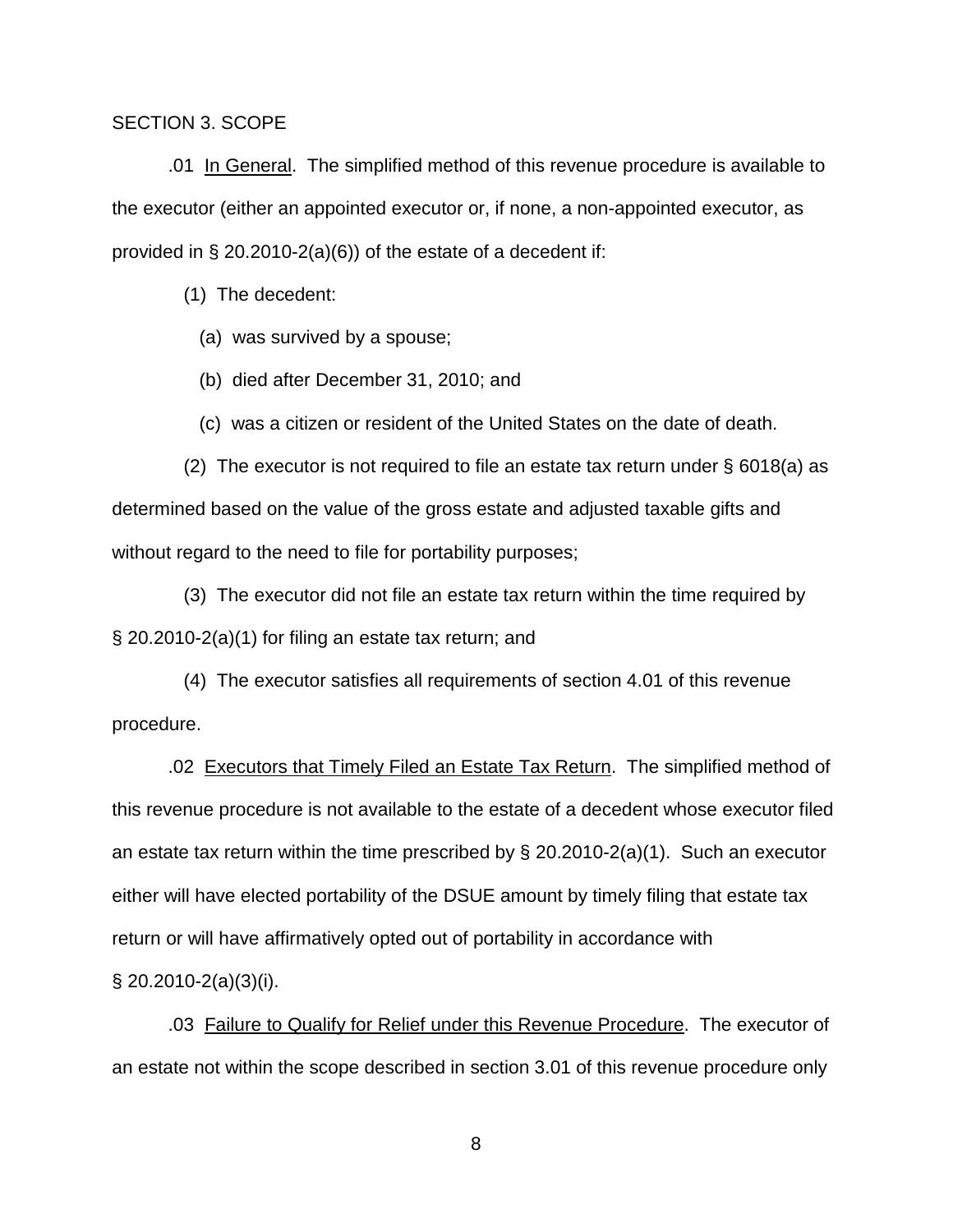SECTION 3. SCOPE

.01 In General. The simplified method of this revenue procedure is available to the executor (either an appointed executor or, if none, a non-appointed executor, as provided in § 20.2010-2(a)(6)) of the estate of a decedent if:

(1) The decedent:

(a) was survived by a spouse;

(b) died after December 31, 2010; and

(c) was a citizen or resident of the United States on the date of death.

(2) The executor is not required to file an estate tax return under § 6018(a) as determined based on the value of the gross estate and adjusted taxable gifts and without regard to the need to file for portability purposes;

(3) The executor did not file an estate tax return within the time required by § 20.2010-2(a)(1) for filing an estate tax return; and

(4) The executor satisfies all requirements of section 4.01 of this revenue procedure.

.02 Executors that Timely Filed an Estate Tax Return. The simplified method of this revenue procedure is not available to the estate of a decedent whose executor filed an estate tax return within the time prescribed by § 20.2010-2(a)(1). Such an executor either will have elected portability of the DSUE amount by timely filing that estate tax return or will have affirmatively opted out of portability in accordance with § 20.2010-2(a)(3)(i).

.03 Failure to Qualify for Relief under this Revenue Procedure. The executor of an estate not within the scope described in section 3.01 of this revenue procedure only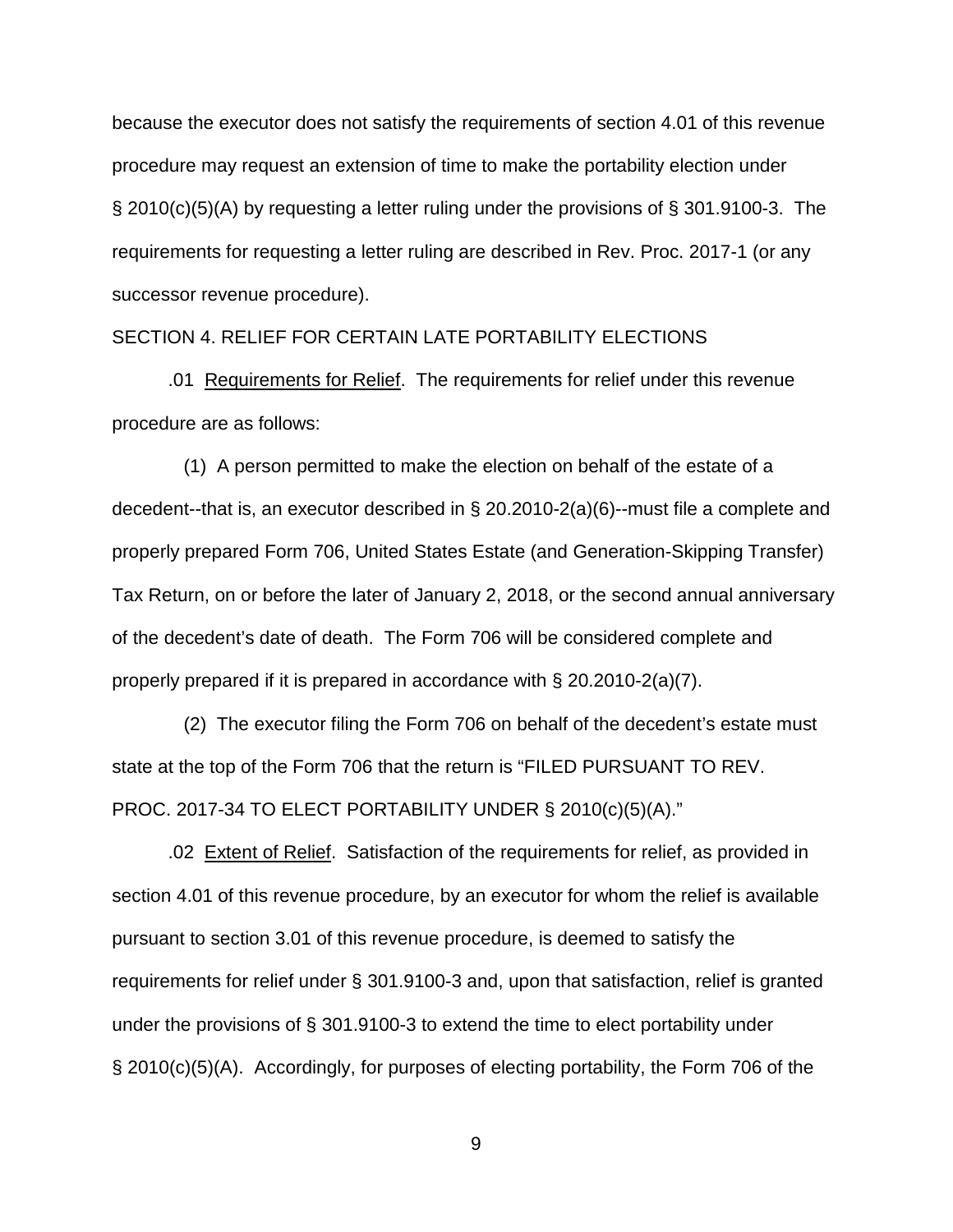because the executor does not satisfy the requirements of section 4.01 of this revenue procedure may request an extension of time to make the portability election under § 2010(c)(5)(A) by requesting a letter ruling under the provisions of § 301.9100-3. The requirements for requesting a letter ruling are described in Rev. Proc. 2017-1 (or any successor revenue procedure).

SECTION 4. RELIEF FOR CERTAIN LATE PORTABILITY ELECTIONS

.01 Requirements for Relief. The requirements for relief under this revenue procedure are as follows:

(1) A person permitted to make the election on behalf of the estate of a decedent--that is, an executor described in § 20.2010-2(a)(6)--must file a complete and properly prepared Form 706, United States Estate (and Generation-Skipping Transfer) Tax Return, on or before the later of January 2, 2018, or the second annual anniversary of the decedent's date of death. The Form 706 will be considered complete and properly prepared if it is prepared in accordance with § 20.2010-2(a)(7).

(2) The executor filing the Form 706 on behalf of the decedent's estate must state at the top of the Form 706 that the return is "FILED PURSUANT TO REV. PROC. 2017-34 TO ELECT PORTABILITY UNDER § 2010(c)(5)(A)."

.02 Extent of Relief. Satisfaction of the requirements for relief, as provided in section 4.01 of this revenue procedure, by an executor for whom the relief is available pursuant to section 3.01 of this revenue procedure, is deemed to satisfy the requirements for relief under § 301.9100-3 and, upon that satisfaction, relief is granted under the provisions of § 301.9100-3 to extend the time to elect portability under § 2010(c)(5)(A). Accordingly, for purposes of electing portability, the Form 706 of the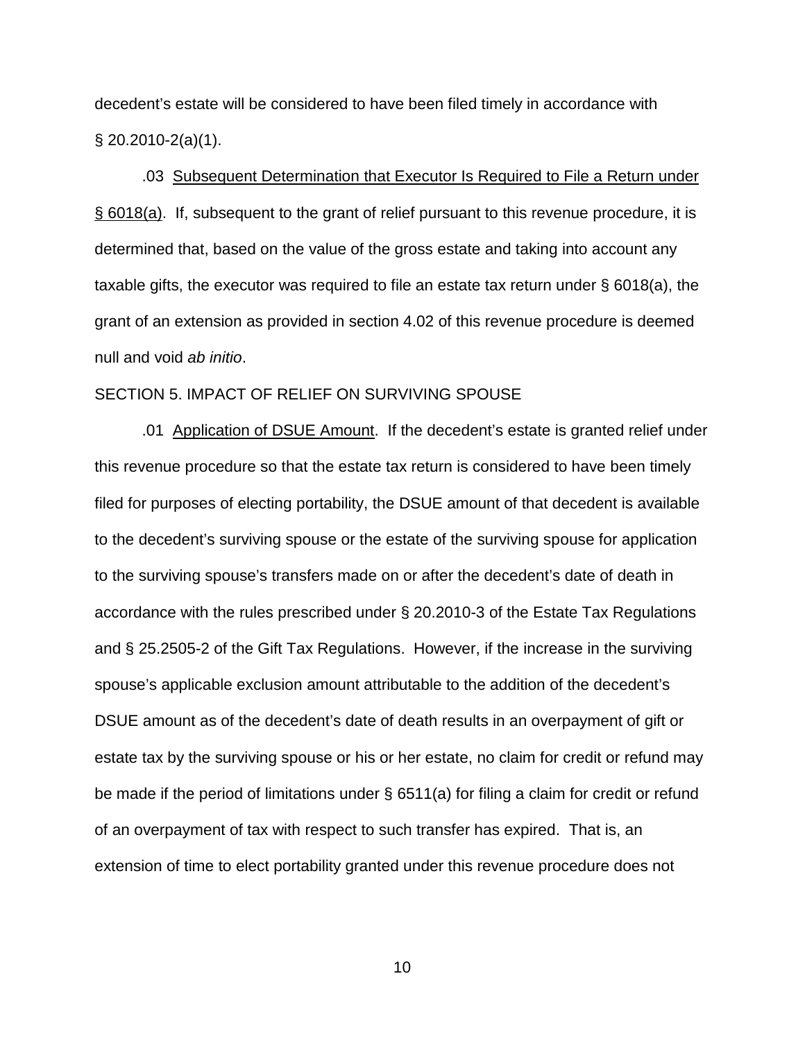decedent's estate will be considered to have been filed timely in accordance with § 20.2010-2(a)(1).

.03 Subsequent Determination that Executor Is Required to File a Return under § 6018(a). If, subsequent to the grant of relief pursuant to this revenue procedure, it is determined that, based on the value of the gross estate and taking into account any taxable gifts, the executor was required to file an estate tax return under § 6018(a), the grant of an extension as provided in section 4.02 of this revenue procedure is deemed null and void *ab initio*.

SECTION 5. IMPACT OF RELIEF ON SURVIVING SPOUSE

.01 Application of DSUE Amount. If the decedent's estate is granted relief under this revenue procedure so that the estate tax return is considered to have been timely filed for purposes of electing portability, the DSUE amount of that decedent is available to the decedent's surviving spouse or the estate of the surviving spouse for application to the surviving spouse's transfers made on or after the decedent's date of death in accordance with the rules prescribed under § 20.2010-3 of the Estate Tax Regulations and § 25.2505-2 of the Gift Tax Regulations. However, if the increase in the surviving spouse's applicable exclusion amount attributable to the addition of the decedent's DSUE amount as of the decedent's date of death results in an overpayment of gift or estate tax by the surviving spouse or his or her estate, no claim for credit or refund may be made if the period of limitations under § 6511(a) for filing a claim for credit or refund of an overpayment of tax with respect to such transfer has expired. That is, an extension of time to elect portability granted under this revenue procedure does not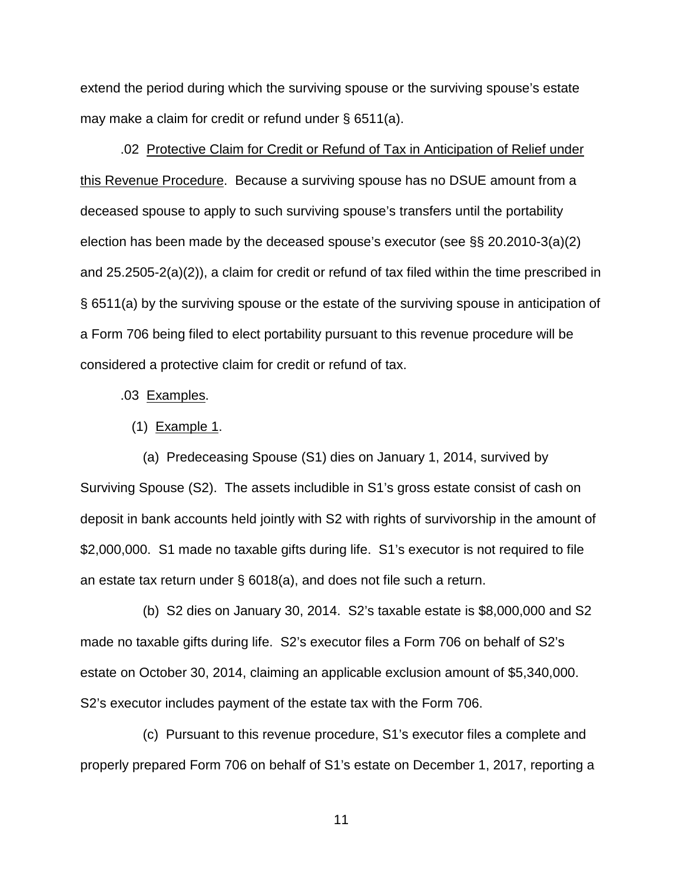extend the period during which the surviving spouse or the surviving spouse's estate may make a claim for credit or refund under § 6511(a).

.02 Protective Claim for Credit or Refund of Tax in Anticipation of Relief under this Revenue Procedure. Because a surviving spouse has no DSUE amount from a deceased spouse to apply to such surviving spouse's transfers until the portability election has been made by the deceased spouse's executor (see §§ 20.2010-3(a)(2) and 25.2505-2(a)(2)), a claim for credit or refund of tax filed within the time prescribed in § 6511(a) by the surviving spouse or the estate of the surviving spouse in anticipation of a Form 706 being filed to elect portability pursuant to this revenue procedure will be considered a protective claim for credit or refund of tax.

.03 Examples.

(1) Example 1.

(a) Predeceasing Spouse (S1) dies on January 1, 2014, survived by Surviving Spouse (S2). The assets includible in S1's gross estate consist of cash on deposit in bank accounts held jointly with S2 with rights of survivorship in the amount of $2,000,000. S1 made no taxable gifts during life. S1's executor is not required to file an estate tax return under § 6018(a), and does not file such a return.

(b) S2 dies on January 30, 2014. S2's taxable estate is $8,000,000 and S2 made no taxable gifts during life. S2's executor files a Form 706 on behalf of S2's estate on October 30, 2014, claiming an applicable exclusion amount of $5,340,000. S2's executor includes payment of the estate tax with the Form 706.

(c) Pursuant to this revenue procedure, S1's executor files a complete and properly prepared Form 706 on behalf of S1's estate on December 1, 2017, reporting a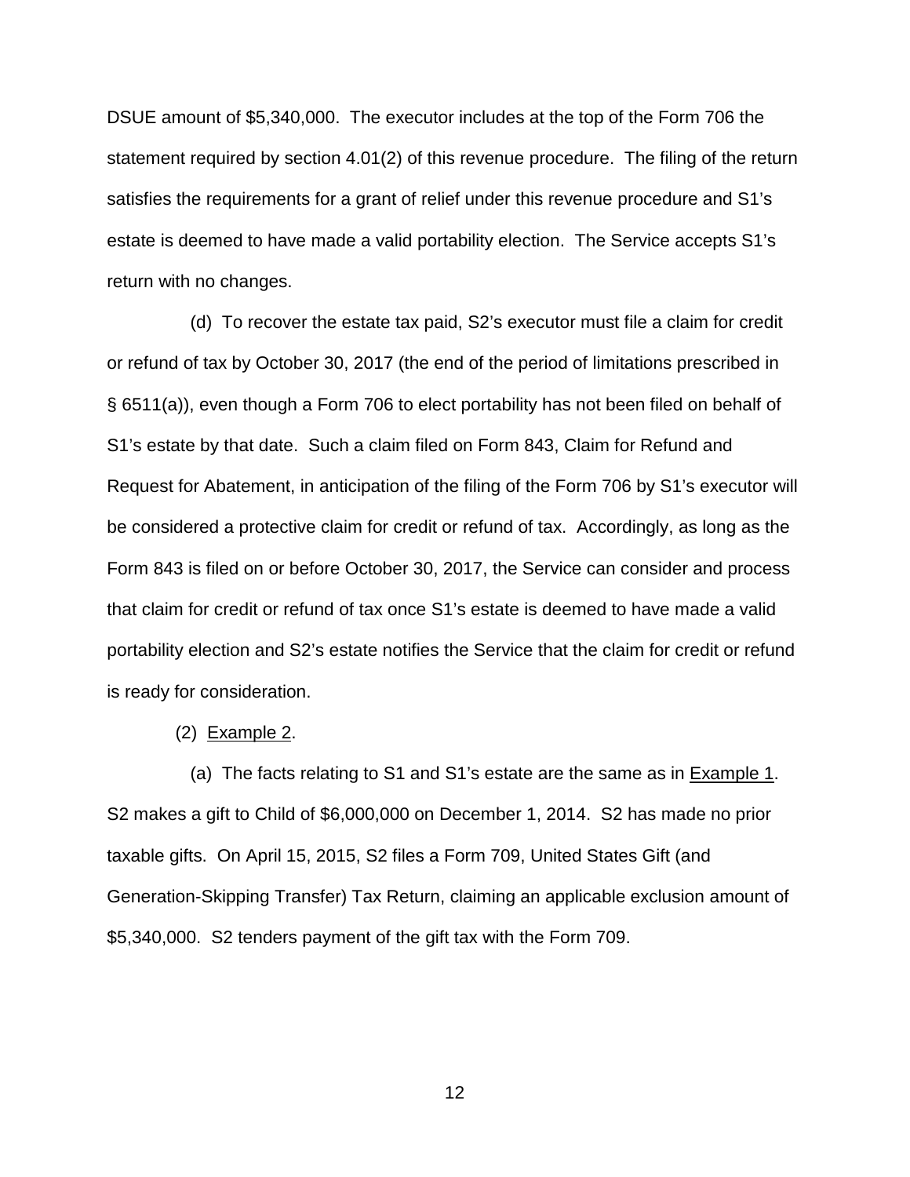DSUE amount of $5,340,000. The executor includes at the top of the Form 706 the statement required by section 4.01(2) of this revenue procedure. The filing of the return satisfies the requirements for a grant of relief under this revenue procedure and S1's estate is deemed to have made a valid portability election. The Service accepts S1's return with no changes.

(d) To recover the estate tax paid, S2's executor must file a claim for credit or refund of tax by October 30, 2017 (the end of the period of limitations prescribed in § 6511(a)), even though a Form 706 to elect portability has not been filed on behalf of S1's estate by that date. Such a claim filed on Form 843, Claim for Refund and Request for Abatement, in anticipation of the filing of the Form 706 by S1's executor will be considered a protective claim for credit or refund of tax. Accordingly, as long as the Form 843 is filed on or before October 30, 2017, the Service can consider and process that claim for credit or refund of tax once S1's estate is deemed to have made a valid portability election and S2's estate notifies the Service that the claim for credit or refund is ready for consideration.

(2) Example 2.

(a) The facts relating to S1 and S1's estate are the same as in Example 1. S2 makes a gift to Child of $6,000,000 on December 1, 2014. S2 has made no prior taxable gifts. On April 15, 2015, S2 files a Form 709, United States Gift (and Generation-Skipping Transfer) Tax Return, claiming an applicable exclusion amount of $5,340,000. S2 tenders payment of the gift tax with the Form 709.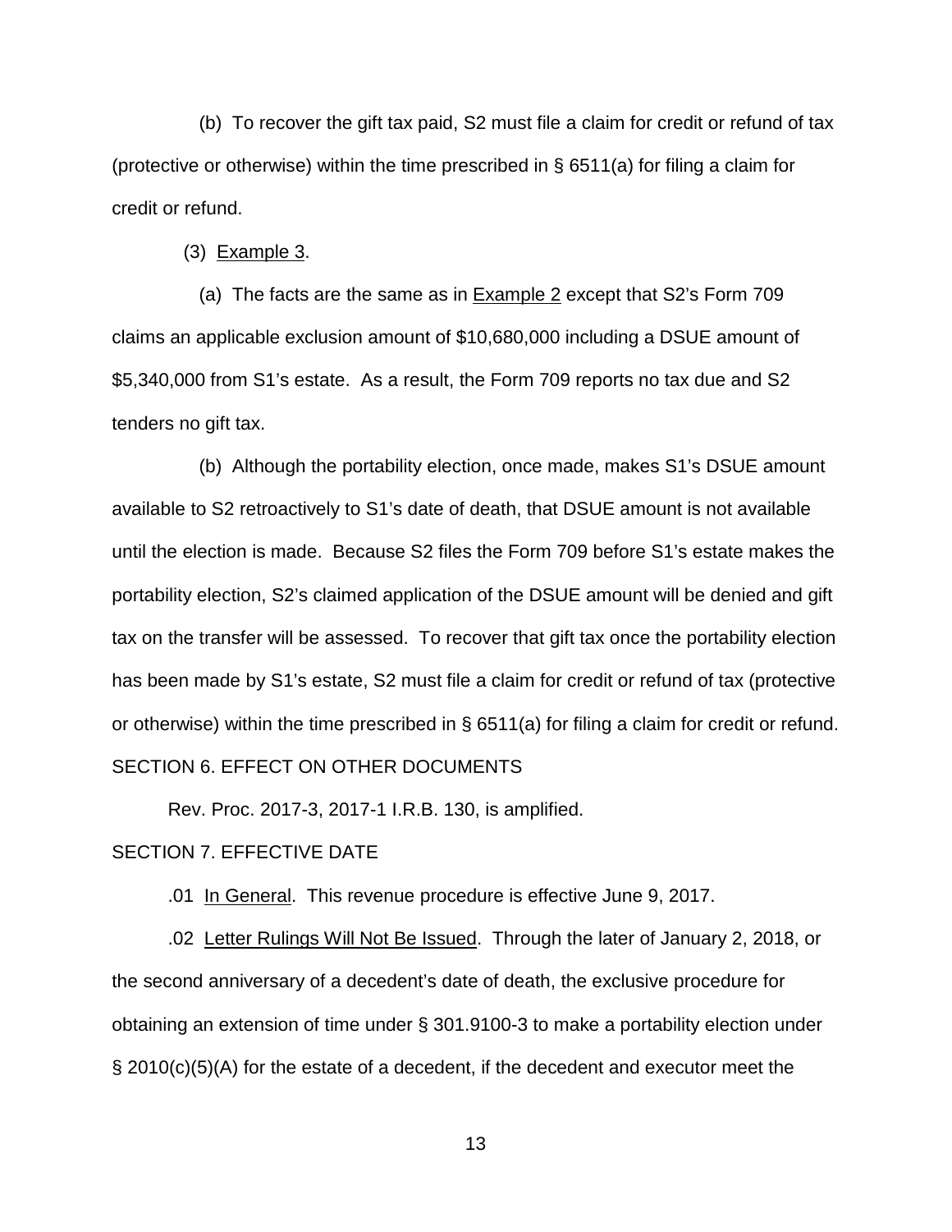(b) To recover the gift tax paid, S2 must file a claim for credit or refund of tax (protective or otherwise) within the time prescribed in § 6511(a) for filing a claim for credit or refund.

(3) Example 3.

(a) The facts are the same as in Example 2 except that S2's Form 709 claims an applicable exclusion amount of $10,680,000 including a DSUE amount of $5,340,000 from S1's estate. As a result, the Form 709 reports no tax due and S2 tenders no gift tax.

(b) Although the portability election, once made, makes S1's DSUE amount available to S2 retroactively to S1's date of death, that DSUE amount is not available until the election is made. Because S2 files the Form 709 before S1's estate makes the portability election, S2's claimed application of the DSUE amount will be denied and gift tax on the transfer will be assessed. To recover that gift tax once the portability election has been made by S1's estate, S2 must file a claim for credit or refund of tax (protective or otherwise) within the time prescribed in § 6511(a) for filing a claim for credit or refund.

## SECTION 6. EFFECT ON OTHER DOCUMENTS

Rev. Proc. 2017-3, 2017-1 I.R.B. 130, is amplified.

## SECTION 7. EFFECTIVE DATE

.01 In General. This revenue procedure is effective June 9, 2017.

.02 Letter Rulings Will Not Be Issued. Through the later of January 2, 2018, or the second anniversary of a decedent's date of death, the exclusive procedure for obtaining an extension of time under § 301.9100-3 to make a portability election under § 2010(c)(5)(A) for the estate of a decedent, if the decedent and executor meet the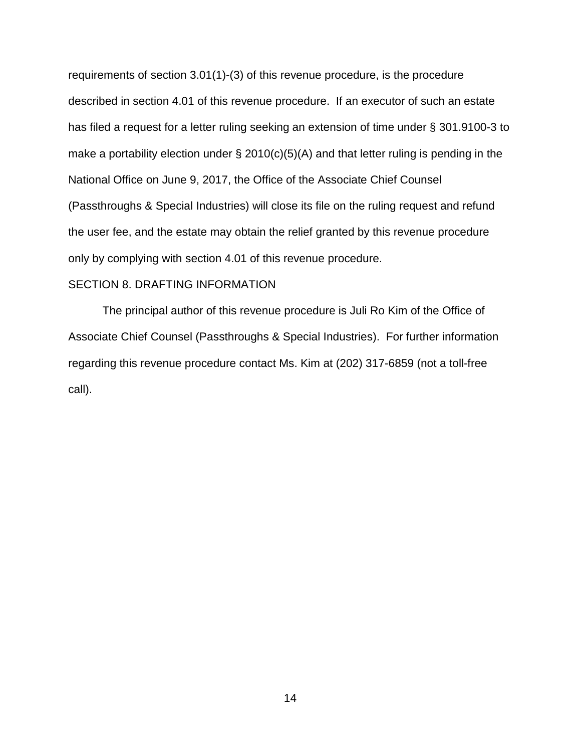requirements of section 3.01(1)-(3) of this revenue procedure, is the procedure described in section 4.01 of this revenue procedure. If an executor of such an estate has filed a request for a letter ruling seeking an extension of time under § 301.9100-3 to make a portability election under § 2010(c)(5)(A) and that letter ruling is pending in the National Office on June 9, 2017, the Office of the Associate Chief Counsel (Passthroughs & Special Industries) will close its file on the ruling request and refund the user fee, and the estate may obtain the relief granted by this revenue procedure only by complying with section 4.01 of this revenue procedure.

## SECTION 8. DRAFTING INFORMATION

The principal author of this revenue procedure is Juli Ro Kim of the Office of Associate Chief Counsel (Passthroughs & Special Industries). For further information regarding this revenue procedure contact Ms. Kim at (202) 317-6859 (not a toll-free call).